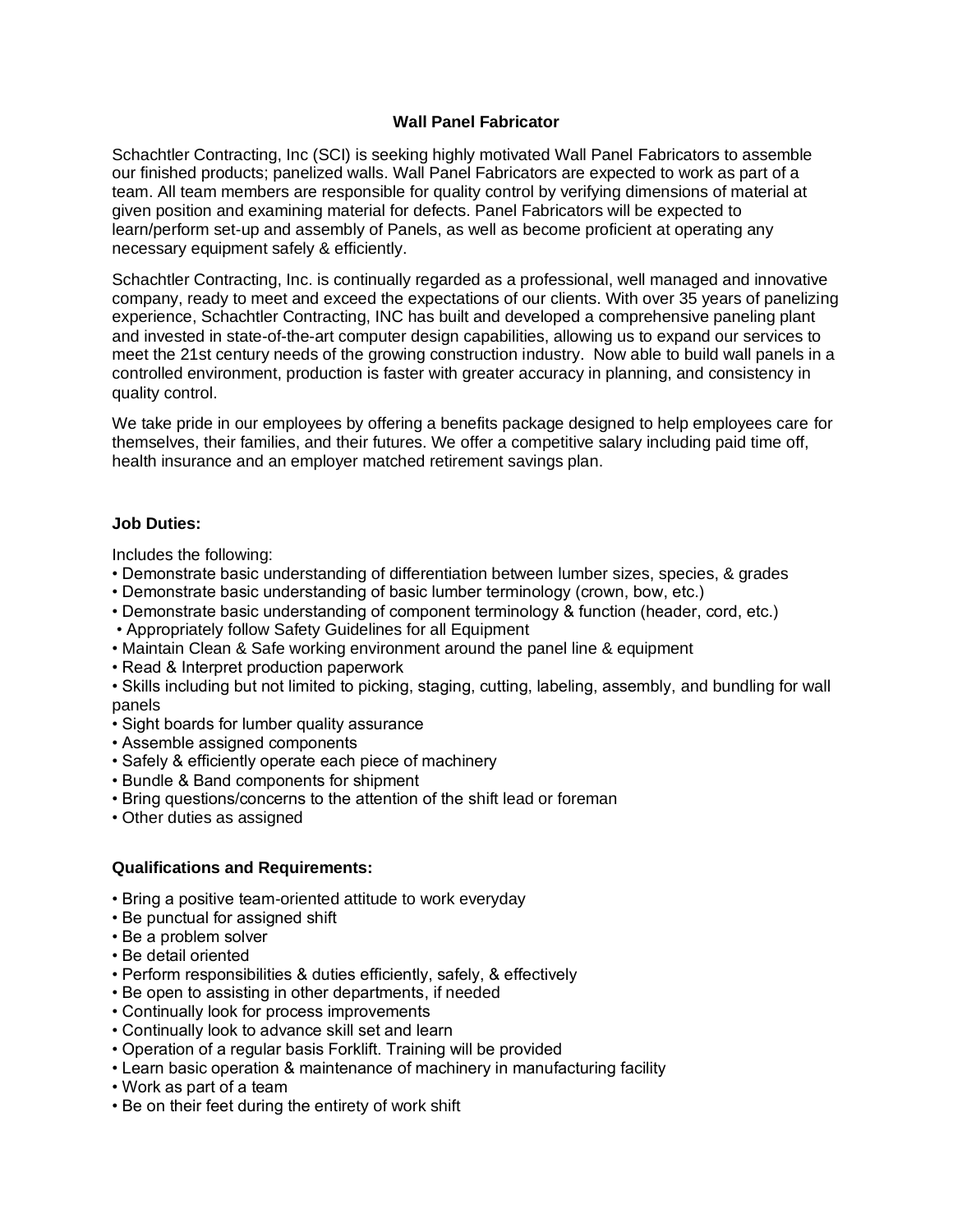# Wall Panel Fabricator

Schachtler Contracting, Inc (SCI) is seeking highly motivated Wall Panel Fabricators to assemble our finished products; panelized walls. Wall Panel Fabricators are expected to work as part of a team. All team members are responsible for quality control by verifying dimensions of material at given position and examining material for defects. Panel Fabricators will be expected to learn/perform set-up and assembly of Panels, as well as become proficient at operating any necessary equipment safely & efficiently.

Schachtler Contracting, Inc. is continually regarded as a professional, well managed and innovative company, ready to meet and exceed the expectations of our clients. With over 35 years of panelizing experience, Schachtler Contracting, INC has built and developed a comprehensive paneling plant and invested in state-of-the-art computer design capabilities, allowing us to expand our services to meet the 21st century needs of the growing construction industry. Now able to build wall panels in a controlled environment, production is faster with greater accuracy in planning, and consistency in quality control.

We take pride in our employees by offering a benefits package designed to help employees care for themselves, their families, and their futures. We offer a competitive salary including paid time off, health insurance and an employer matched retirement savings plan.

**Job Duties:**

Includes the following:

- Demonstrate basic understanding of differentiation between lumber sizes, species, & grades
- Demonstrate basic understanding of basic lumber terminology (crown, bow, etc.)
- Demonstrate basic understanding of component terminology & function (header, cord, etc.)
- Appropriately follow Safety Guidelines for all Equipment
- Maintain Clean & Safe working environment around the panel line & equipment
- Read & Interpret production paperwork
- Skills including but not limited to picking, staging, cutting, labeling, assembly, and bundling for wall panels
- Sight boards for lumber quality assurance
- Assemble assigned components
- Safely & efficiently operate each piece of machinery
- Bundle & Band components for shipment
- Bring questions/concerns to the attention of the shift lead or foreman
- Other duties as assigned

**Qualifications and Requirements:**

- Bring a positive team-oriented attitude to work everyday
- Be punctual for assigned shift
- Be a problem solver
- Be detail oriented
- Perform responsibilities & duties efficiently, safely, & effectively
- Be open to assisting in other departments, if needed
- Continually look for process improvements
- Continually look to advance skill set and learn
- Operation of a regular basis Forklift. Training will be provided
- Learn basic operation & maintenance of machinery in manufacturing facility
- Work as part of a team
- Be on their feet during the entirety of work shift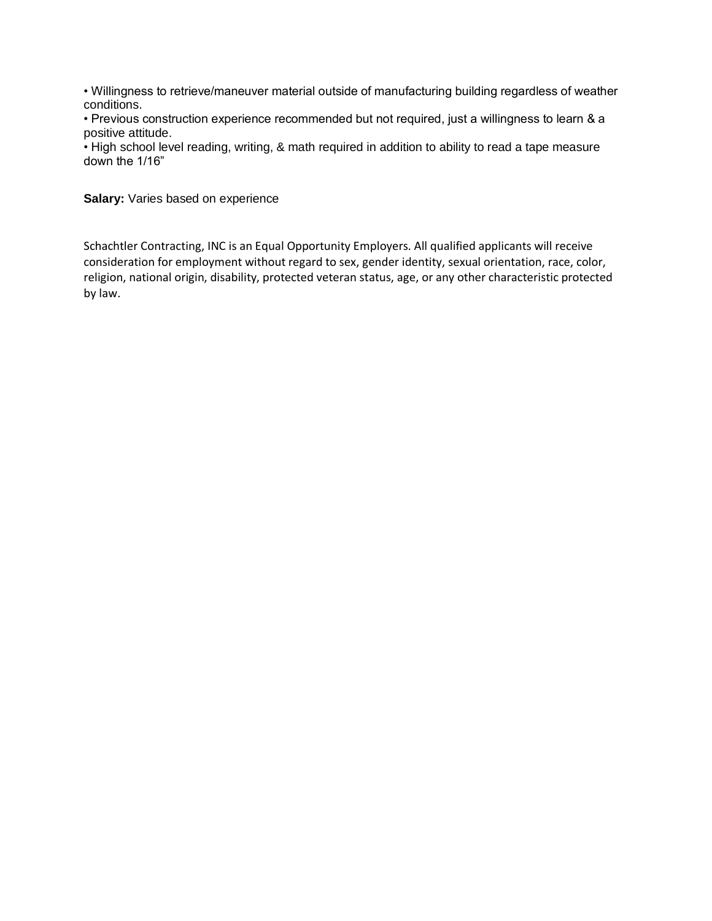• Willingness to retrieve/maneuver material outside of manufacturing building regardless of weather conditions.
• Previous construction experience recommended but not required, just a willingness to learn & a positive attitude.
• High school level reading, writing, & math required in addition to ability to read a tape measure down the 1/16”

**Salary:** Varies based on experience

Schachtler Contracting, INC is an Equal Opportunity Employers. All qualified applicants will receive consideration for employment without regard to sex, gender identity, sexual orientation, race, color, religion, national origin, disability, protected veteran status, age, or any other characteristic protected by law.